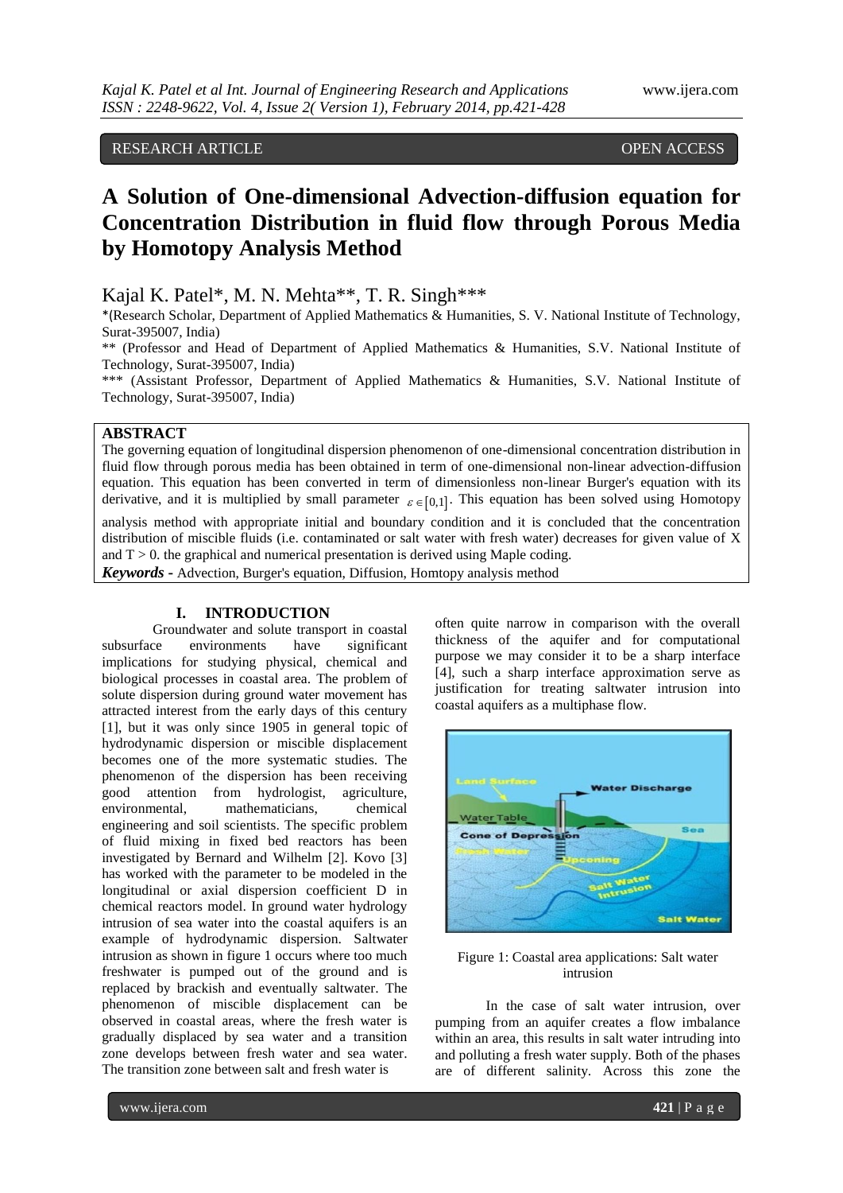RESEARCH ARTICLE OPEN ACCESS

# A Solution of One-dimensional Advection-diffusion equation for Concentration Distribution in fluid flow through Porous Media by Homotopy Analysis Method

Kajal K. Patel*, M. N. Mehta**, T. R. Singh***

*(Research Scholar, Department of Applied Mathematics & Humanities, S. V. National Institute of Technology, Surat-395007, India)

** (Professor and Head of Department of Applied Mathematics & Humanities, S.V. National Institute of Technology, Surat-395007, India)

*** (Assistant Professor, Department of Applied Mathematics & Humanities, S.V. National Institute of Technology, Surat-395007, India)

## ABSTRACT

The governing equation of longitudinal dispersion phenomenon of one-dimensional concentration distribution in fluid flow through porous media has been obtained in term of one-dimensional non-linear advection-diffusion equation. This equation has been converted in term of dimensionless non-linear Burger's equation with its derivative, and it is multiplied by small parameter $\varepsilon \in [0,1]$. This equation has been solved using Homotopy analysis method with appropriate initial and boundary condition and it is concluded that the concentration distribution of miscible fluids (i.e. contaminated or salt water with fresh water) decreases for given value of X and T > 0. the graphical and numerical presentation is derived using Maple coding.

***Keywords*** **-** Advection, Burger's equation, Diffusion, Homtopy analysis method

## I. INTRODUCTION

Groundwater and solute transport in coastal subsurface environments have significant implications for studying physical, chemical and biological processes in coastal area. The problem of solute dispersion during ground water movement has attracted interest from the early days of this century [1], but it was only since 1905 in general topic of hydrodynamic dispersion or miscible displacement becomes one of the more systematic studies. The phenomenon of the dispersion has been receiving good attention from hydrologist, agriculture, environmental, mathematicians, chemical engineering and soil scientists. The specific problem of fluid mixing in fixed bed reactors has been investigated by Bernard and Wilhelm [2]. Kovo [3] has worked with the parameter to be modeled in the longitudinal or axial dispersion coefficient D in chemical reactors model. In ground water hydrology intrusion of sea water into the coastal aquifers is an example of hydrodynamic dispersion. Saltwater intrusion as shown in figure 1 occurs where too much freshwater is pumped out of the ground and is replaced by brackish and eventually saltwater. The phenomenon of miscible displacement can be observed in coastal areas, where the fresh water is gradually displaced by sea water and a transition zone develops between fresh water and sea water. The transition zone between salt and fresh water is often quite narrow in comparison with the overall thickness of the aquifer and for computational purpose we may consider it to be a sharp interface [4], such a sharp interface approximation serve as justification for treating saltwater intrusion into coastal aquifers as a multiphase flow.

Figure 1: Coastal area applications: Salt water intrusion

In the case of salt water intrusion, over pumping from an aquifer creates a flow imbalance within an area, this results in salt water intruding into and polluting a fresh water supply. Both of the phases are of different salinity. Across this zone the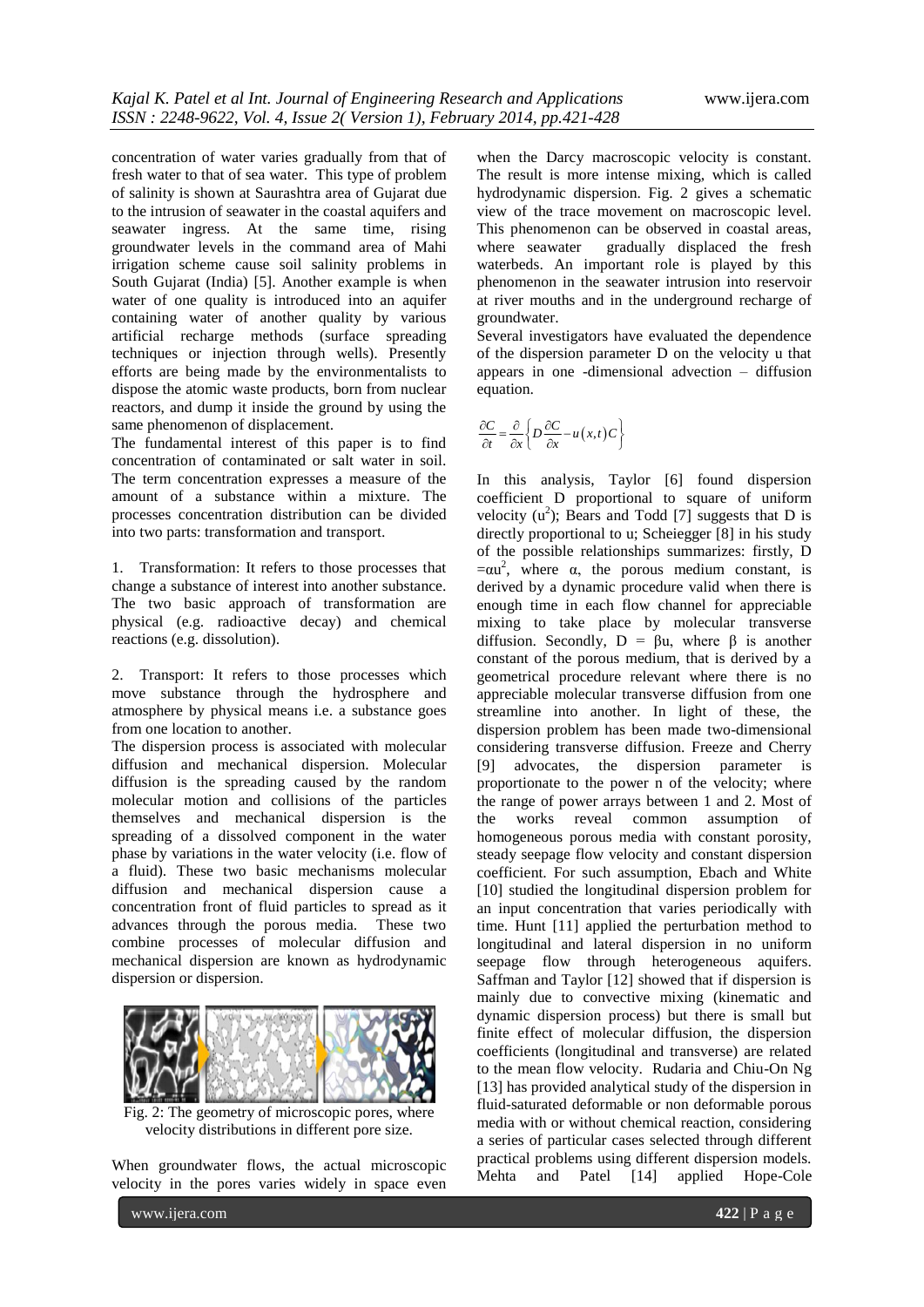concentration of water varies gradually from that of fresh water to that of sea water. This type of problem of salinity is shown at Saurashtra area of Gujarat due to the intrusion of seawater in the coastal aquifers and seawater ingress. At the same time, rising groundwater levels in the command area of Mahi irrigation scheme cause soil salinity problems in South Gujarat (India) [5]. Another example is when water of one quality is introduced into an aquifer containing water of another quality by various artificial recharge methods (surface spreading techniques or injection through wells). Presently efforts are being made by the environmentalists to dispose the atomic waste products, born from nuclear reactors, and dump it inside the ground by using the same phenomenon of displacement.

The fundamental interest of this paper is to find concentration of contaminated or salt water in soil. The term concentration expresses a measure of the amount of a substance within a mixture. The processes concentration distribution can be divided into two parts: transformation and transport.

1. Transformation: It refers to those processes that change a substance of interest into another substance. The two basic approach of transformation are physical (e.g. radioactive decay) and chemical reactions (e.g. dissolution).

2. Transport: It refers to those processes which move substance through the hydrosphere and atmosphere by physical means i.e. a substance goes from one location to another.

The dispersion process is associated with molecular diffusion and mechanical dispersion. Molecular diffusion is the spreading caused by the random molecular motion and collisions of the particles themselves and mechanical dispersion is the spreading of a dissolved component in the water phase by variations in the water velocity (i.e. flow of a fluid). These two basic mechanisms molecular diffusion and mechanical dispersion cause a concentration front of fluid particles to spread as it advances through the porous media. These two combine processes of molecular diffusion and mechanical dispersion are known as hydrodynamic dispersion or dispersion.

Fig. 2: The geometry of microscopic pores, where velocity distributions in different pore size.

When groundwater flows, the actual microscopic velocity in the pores varies widely in space even when the Darcy macroscopic velocity is constant. The result is more intense mixing, which is called hydrodynamic dispersion. Fig. 2 gives a schematic view of the trace movement on macroscopic level. This phenomenon can be observed in coastal areas, where seawater gradually displaced the fresh waterbeds. An important role is played by this phenomenon in the seawater intrusion into reservoir at river mouths and in the underground recharge of groundwater.

Several investigators have evaluated the dependence of the dispersion parameter D on the velocity u that appears in one -dimensional advection – diffusion equation.

$$\frac{\partial C}{\partial t}=\frac{\partial}{\partial x}\left\{D\frac{\partial C}{\partial x}-u(x,t)C\right\}$$

In this analysis, Taylor [6] found dispersion coefficient D proportional to square of uniform velocity ($u^2$); Bears and Todd [7] suggests that D is directly proportional to u; Scheiegger [8] in his study of the possible relationships summarizes: firstly, D $=\alpha u^2$, where α, the porous medium constant, is derived by a dynamic procedure valid when there is enough time in each flow channel for appreciable mixing to take place by molecular transverse diffusion. Secondly, D = βu, where β is another constant of the porous medium, that is derived by a geometrical procedure relevant where there is no appreciable molecular transverse diffusion from one streamline into another. In light of these, the dispersion problem has been made two-dimensional considering transverse diffusion. Freeze and Cherry [9] advocates, the dispersion parameter is proportionate to the power n of the velocity; where the range of power arrays between 1 and 2. Most of the works reveal common assumption of homogeneous porous media with constant porosity, steady seepage flow velocity and constant dispersion coefficient. For such assumption, Ebach and White [10] studied the longitudinal dispersion problem for an input concentration that varies periodically with time. Hunt [11] applied the perturbation method to longitudinal and lateral dispersion in no uniform seepage flow through heterogeneous aquifers. Saffman and Taylor [12] showed that if dispersion is mainly due to convective mixing (kinematic and dynamic dispersion process) but there is small but finite effect of molecular diffusion, the dispersion coefficients (longitudinal and transverse) are related to the mean flow velocity. Rudaria and Chiu-On Ng [13] has provided analytical study of the dispersion in fluid-saturated deformable or non deformable porous media with or without chemical reaction, considering a series of particular cases selected through different practical problems using different dispersion models. Mehta and Patel [14] applied Hope-Cole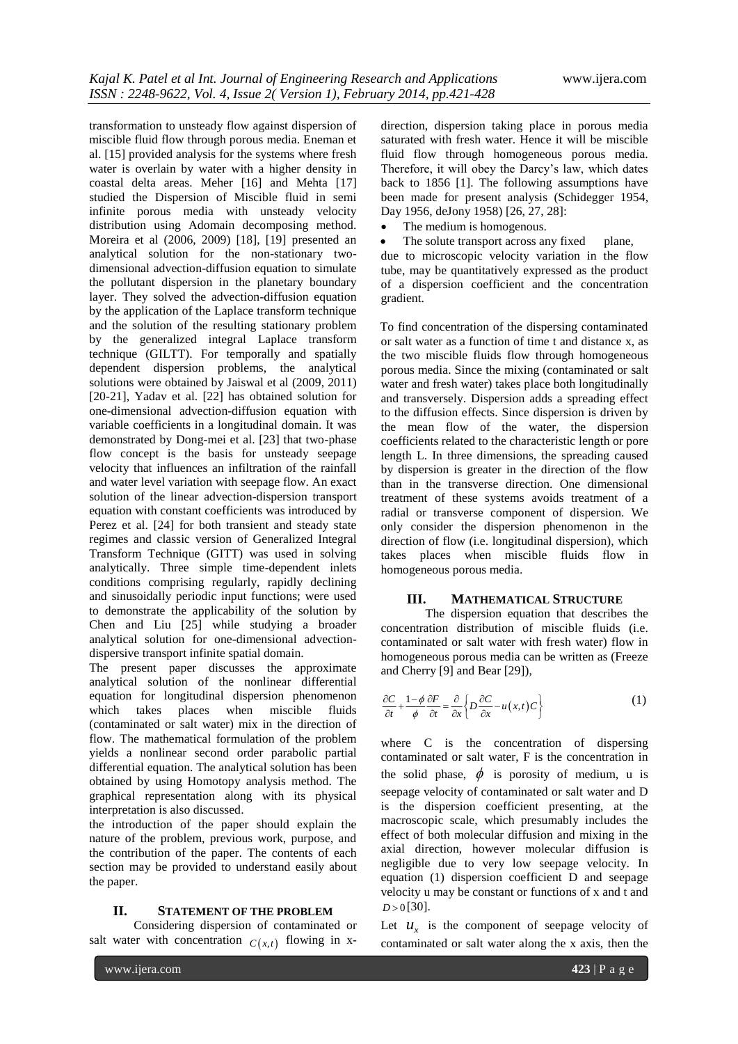transformation to unsteady flow against dispersion of miscible fluid flow through porous media. Eneman et al. [15] provided analysis for the systems where fresh water is overlain by water with a higher density in coastal delta areas. Meher [16] and Mehta [17] studied the Dispersion of Miscible fluid in semi infinite porous media with unsteady velocity distribution using Adomain decomposing method. Moreira et al (2006, 2009) [18], [19] presented an analytical solution for the non-stationary two-dimensional advection-diffusion equation to simulate the pollutant dispersion in the planetary boundary layer. They solved the advection-diffusion equation by the application of the Laplace transform technique and the solution of the resulting stationary problem by the generalized integral Laplace transform technique (GILTT). For temporally and spatially dependent dispersion problems, the analytical solutions were obtained by Jaiswal et al (2009, 2011) [20-21], Yadav et al. [22] has obtained solution for one-dimensional advection-diffusion equation with variable coefficients in a longitudinal domain. It was demonstrated by Dong-mei et al. [23] that two-phase flow concept is the basis for unsteady seepage velocity that influences an infiltration of the rainfall and water level variation with seepage flow. An exact solution of the linear advection-dispersion transport equation with constant coefficients was introduced by Perez et al. [24] for both transient and steady state regimes and classic version of Generalized Integral Transform Technique (GITT) was used in solving analytically. Three simple time-dependent inlets conditions comprising regularly, rapidly declining and sinusoidally periodic input functions; were used to demonstrate the applicability of the solution by Chen and Liu [25] while studying a broader analytical solution for one-dimensional advection-dispersive transport infinite spatial domain.

The present paper discusses the approximate analytical solution of the nonlinear differential equation for longitudinal dispersion phenomenon which takes places when miscible fluids (contaminated or salt water) mix in the direction of flow. The mathematical formulation of the problem yields a nonlinear second order parabolic partial differential equation. The analytical solution has been obtained by using Homotopy analysis method. The graphical representation along with its physical interpretation is also discussed.

the introduction of the paper should explain the nature of the problem, previous work, purpose, and the contribution of the paper. The contents of each section may be provided to understand easily about the paper.

## II. STATEMENT OF THE PROBLEM

Considering dispersion of contaminated or salt water with concentration $C(x,t)$ flowing in x-direction, dispersion taking place in porous media saturated with fresh water. Hence it will be miscible fluid flow through homogeneous porous media. Therefore, it will obey the Darcy's law, which dates back to 1856 [1]. The following assumptions have been made for present analysis (Schidegger 1954, Day 1956, deJony 1958) [26, 27, 28]:

- The medium is homogenous.
- The solute transport across any fixed plane, due to microscopic velocity variation in the flow tube, may be quantitatively expressed as the product of a dispersion coefficient and the concentration gradient.

To find concentration of the dispersing contaminated or salt water as a function of time t and distance x, as the two miscible fluids flow through homogeneous porous media. Since the mixing (contaminated or salt water and fresh water) takes place both longitudinally and transversely. Dispersion adds a spreading effect to the diffusion effects. Since dispersion is driven by the mean flow of the water, the dispersion coefficients related to the characteristic length or pore length L. In three dimensions, the spreading caused by dispersion is greater in the direction of the flow than in the transverse direction. One dimensional treatment of these systems avoids treatment of a radial or transverse component of dispersion. We only consider the dispersion phenomenon in the direction of flow (i.e. longitudinal dispersion), which takes places when miscible fluids flow in homogeneous porous media.

## III. MATHEMATICAL STRUCTURE

The dispersion equation that describes the concentration distribution of miscible fluids (i.e. contaminated or salt water with fresh water) flow in homogeneous porous media can be written as (Freeze and Cherry [9] and Bear [29]),

$$\frac{\partial C}{\partial t}+\frac{1-\phi}{\phi}\frac{\partial F}{\partial t}=\frac{\partial}{\partial x}\left\{D\frac{\partial C}{\partial x}-u(x,t)C\right\} \tag{1}$$

where C is the concentration of dispersing contaminated or salt water, F is the concentration in the solid phase, $\phi$ is porosity of medium, u is seepage velocity of contaminated or salt water and D is the dispersion coefficient presenting, at the macroscopic scale, which presumably includes the effect of both molecular diffusion and mixing in the axial direction, however molecular diffusion is negligible due to very low seepage velocity. In equation (1) dispersion coefficient D and seepage velocity u may be constant or functions of x and t and $D>0$ [30].

Let $u_x$ is the component of seepage velocity of contaminated or salt water along the x axis, then the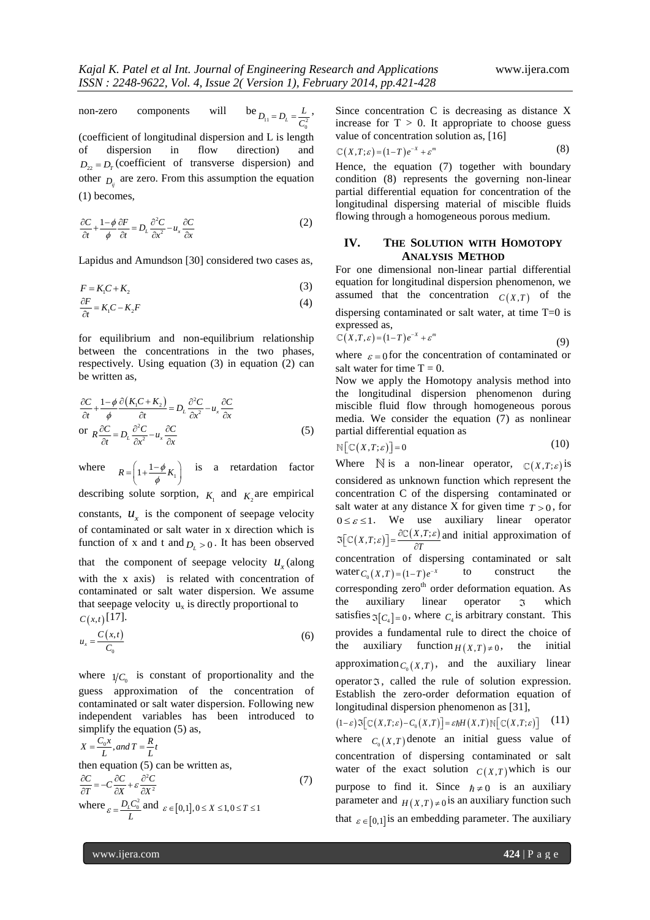non-zero components will be $D_{11} = D_L = \frac{L}{C_0^2}$, (coefficient of longitudinal dispersion and L is length of dispersion in flow direction) and $D_{22} = D_T$ (coefficient of transverse dispersion) and other $D_{ij}$ are zero. From this assumption the equation (1) becomes,

$$\frac{\partial C}{\partial t} + \frac{1-\phi}{\phi}\frac{\partial F}{\partial t} = D_L \frac{\partial^2 C}{\partial x^2} - u_x \frac{\partial C}{\partial x} \tag{2}$$

Lapidus and Amundson [30] considered two cases as,

$$F = K_1 C + K_2 \tag{3}$$

$$\frac{\partial F}{\partial t} = K_1 C - K_2 F \tag{4}$$

for equilibrium and non-equilibrium relationship between the concentrations in the two phases, respectively. Using equation (3) in equation (2) can be written as,

$$\frac{\partial C}{\partial t} + \frac{1-\phi}{\phi}\frac{\partial (K_1 C + K_2)}{\partial t} = D_L \frac{\partial^2 C}{\partial x^2} - u_x \frac{\partial C}{\partial x}$$

$$\text{or } R\frac{\partial C}{\partial t} = D_L \frac{\partial^2 C}{\partial x^2} - u_x \frac{\partial C}{\partial x} \tag{5}$$

where $R = \left(1 + \frac{1-\phi}{\phi}K_1\right)$ is a retardation factor describing solute sorption, $K_1$ and $K_2$ are empirical constants, $u_x$ is the component of seepage velocity of contaminated or salt water in x direction which is function of x and t and $D_L > 0$. It has been observed that the component of seepage velocity $u_x$ (along with the x axis) is related with concentration of contaminated or salt water dispersion. We assume that seepage velocity $u_x$ is directly proportional to $C(x,t)$ [17].

$$u_x = \frac{C(x,t)}{C_0} \tag{6}$$

where $1/C_0$ is constant of proportionality and the guess approximation of the concentration of contaminated or salt water dispersion. Following new independent variables has been introduced to simplify the equation (5) as,

$$X = \frac{C_0 x}{L}, \text{and } T = \frac{R}{L}t$$

then equation (5) can be written as,

$$\frac{\partial C}{\partial T} = -C\frac{\partial C}{\partial X} + \varepsilon \frac{\partial^2 C}{\partial X^2} \tag{7}$$

where $\varepsilon = \frac{D_L C_0^2}{L}$ and $\varepsilon \in [0,1], 0 \le X \le 1, 0 \le T \le 1$

Since concentration C is decreasing as distance X increase for T > 0. It appropriate to choose guess value of concentration solution as, [16]

$$\mathbb{C}(X,T;\varepsilon) = (1-T)e^{-X} + \varepsilon^m \tag{8}$$

Hence, the equation (7) together with boundary condition (8) represents the governing non-linear partial differential equation for concentration of the longitudinal dispersing material of miscible fluids flowing through a homogeneous porous medium.

## IV. The Solution with Homotopy Analysis Method

For one dimensional non-linear partial differential equation for longitudinal dispersion phenomenon, we assumed that the concentration $C(X,T)$ of the dispersing contaminated or salt water, at time T=0 is expressed as,

$$\mathbb{C}(X,T,\varepsilon) = (1-T)e^{-X} + \varepsilon^m \tag{9}$$

where $\varepsilon = 0$ for the concentration of contaminated or salt water for time T = 0.

Now we apply the Homotopy analysis method into the longitudinal dispersion phenomenon during miscible fluid flow through homogeneous porous media. We consider the equation (7) as nonlinear partial differential equation as

$$\mathbb{N}\left[\mathbb{C}(X,T;\varepsilon)\right] = 0 \tag{10}$$

Where $\mathbb{N}$ is a non-linear operator, $\mathbb{C}(X,T;\varepsilon)$ is considered as unknown function which represent the concentration C of the dispersing contaminated or salt water at any distance X for given time $T > 0$, for $0 \le \varepsilon \le 1$. We use auxiliary linear operator $\Im\left[\mathbb{C}(X,T;\varepsilon)\right] = \frac{\partial \mathbb{C}(X,T;\varepsilon)}{\partial T}$ and initial approximation of concentration of dispersing contaminated or salt water $C_0(X,T) = (1-T)e^{-X}$ to construct the corresponding zero[th] order deformation equation. As the auxiliary linear operator $\Im$ which satisfies $\Im[C_4] = 0$, where $C_4$ is arbitrary constant. This provides a fundamental rule to direct the choice of the auxiliary function $H(X,T) \neq 0$, the initial approximation $C_0(X,T)$, and the auxiliary linear operator $\Im$, called the rule of solution expression. Establish the zero-order deformation equation of longitudinal dispersion phenomenon as [31],

$$(1-\varepsilon)\Im\left[\mathbb{C}(X,T;\varepsilon) - C_0(X,T)\right] = \varepsilon\hbar H(X,T)\mathbb{N}\left[\mathbb{C}(X,T;\varepsilon)\right] \tag{11}$$

where $C_0(X,T)$ denote an initial guess value of concentration of dispersing contaminated or salt water of the exact solution $C(X,T)$ which is our purpose to find it. Since $\hbar \neq 0$ is an auxiliary parameter and $H(X,T) \neq 0$ is an auxiliary function such that $\varepsilon \in [0,1]$ is an embedding parameter. The auxiliary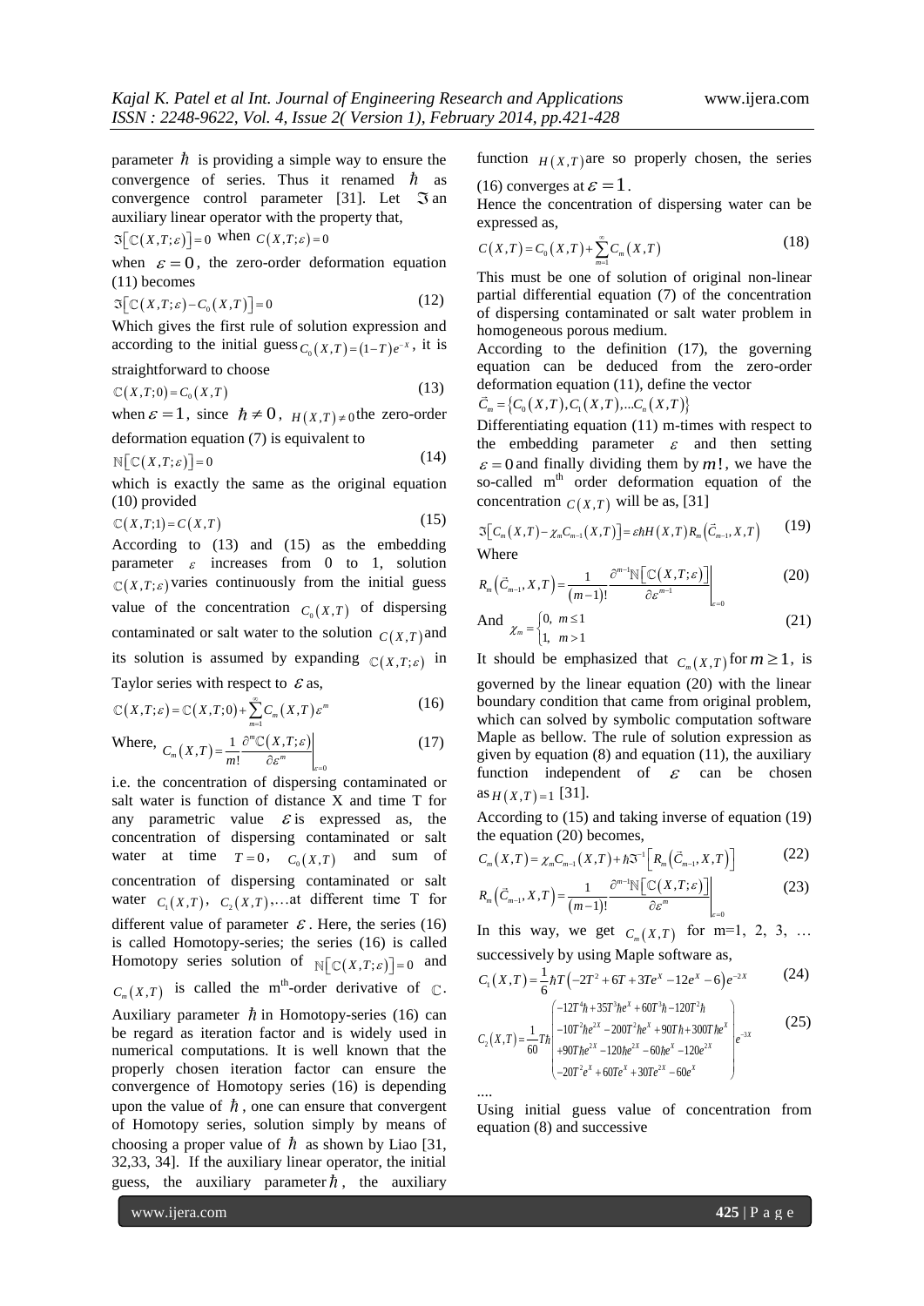parameter $\hbar$ is providing a simple way to ensure the convergence of series. Thus it renamed $\hbar$ as convergence control parameter [31]. Let $\Im$ an auxiliary linear operator with the property that,

$\Im\left[\mathbb{C}(X,T;\varepsilon)\right]=0$ when $C(X,T;\varepsilon)=0$

when $\varepsilon=0$, the zero-order deformation equation (11) becomes

$$\Im\left[\mathbb{C}(X,T;\varepsilon)-C_0(X,T)\right]=0 \tag{12}$$

Which gives the first rule of solution expression and according to the initial guess $C_0(X,T)=(1-T)e^{-X}$, it is straightforward to choose

$$\mathbb{C}(X,T;0)=C_0(X,T) \tag{13}$$

when $\varepsilon=1$, since $\hbar\neq 0$, $H(X,T)\neq 0$ the zero-order deformation equation (7) is equivalent to

$$\mathbb{N}\left[\mathbb{C}(X,T;\varepsilon)\right]=0 \tag{14}$$

which is exactly the same as the original equation (10) provided

$$\mathbb{C}(X,T;1)=C(X,T) \tag{15}$$

According to (13) and (15) as the embedding parameter $\varepsilon$ increases from 0 to 1, solution $\mathbb{C}(X,T;\varepsilon)$ varies continuously from the initial guess value of the concentration $C_0(X,T)$ of dispersing contaminated or salt water to the solution $C(X,T)$ and its solution is assumed by expanding $\mathbb{C}(X,T;\varepsilon)$ in Taylor series with respect to $\varepsilon$ as,

$$\mathbb{C}(X,T;\varepsilon)=\mathbb{C}(X,T;0)+\sum_{m=1}^{\infty}C_m(X,T)\varepsilon^m \tag{16}$$

Where, $$C_m(X,T)=\frac{1}{m!}\frac{\partial^m\mathbb{C}(X,T;\varepsilon)}{\partial\varepsilon^m}\bigg|_{\varepsilon=0} \tag{17}$$

i.e. the concentration of dispersing contaminated or salt water is function of distance X and time T for any parametric value $\varepsilon$ is expressed as, the concentration of dispersing contaminated or salt water at time $T=0$, $C_0(X,T)$ and sum of concentration of dispersing contaminated or salt water $C_1(X,T)$, $C_2(X,T)$,…at different time T for different value of parameter $\varepsilon$. Here, the series (16) is called Homotopy-series; the series (16) is called Homotopy series solution of $\mathbb{N}\left[\mathbb{C}(X,T;\varepsilon)\right]=0$ and $C_m(X,T)$ is called the m[th]-order derivative of $\mathbb{C}$.

Auxiliary parameter $\hbar$ in Homotopy-series (16) can be regard as iteration factor and is widely used in numerical computations. It is well known that the properly chosen iteration factor can ensure the convergence of Homotopy series (16) is depending upon the value of $\hbar$, one can ensure that convergent of Homotopy series, solution simply by means of choosing a proper value of $\hbar$ as shown by Liao [31, 32,33, 34]. If the auxiliary linear operator, the initial guess, the auxiliary parameter $\hbar$, the auxiliary function $H(X,T)$ are so properly chosen, the series (16) converges at $\varepsilon=1$.

Hence the concentration of dispersing water can be expressed as,

$$C(X,T)=C_0(X,T)+\sum_{m=1}^{\infty}C_m(X,T) \tag{18}$$

This must be one of solution of original non-linear partial differential equation (7) of the concentration of dispersing contaminated or salt water problem in homogeneous porous medium.

According to the definition (17), the governing equation can be deduced from the zero-order deformation equation (11), define the vector

$\vec{C}_m=\{C_0(X,T),C_1(X,T),...C_n(X,T)\}$

Differentiating equation (11) m-times with respect to the embedding parameter $\varepsilon$ and then setting $\varepsilon=0$ and finally dividing them by $m!$, we have the so-called m[th] order deformation equation of the concentration $C(X,T)$ will be as, [31]

$$\Im\left[C_m(X,T)-\chi_m C_{m-1}(X,T)\right]=\varepsilon\hbar H(X,T)R_m\left(\vec{C}_{m-1},X,T\right) \tag{19}$$

Where

$$R_m\left(\vec{C}_{m-1},X,T\right)=\frac{1}{(m-1)!}\frac{\partial^{m-1}\mathbb{N}\left[\mathbb{C}(X,T;\varepsilon)\right]}{\partial\varepsilon^{m-1}}\bigg|_{\varepsilon=0} \tag{20}$$

And $$\chi_m=\begin{cases}0, & m\le 1\\ 1, & m>1\end{cases} \tag{21}$$

It should be emphasized that $C_m(X,T)$ for $m\ge 1$, is governed by the linear equation (20) with the linear boundary condition that came from original problem, which can solved by symbolic computation software Maple as bellow. The rule of solution expression as given by equation (8) and equation (11), the auxiliary function independent of $\varepsilon$ can be chosen as $H(X,T)=1$ [31].

According to (15) and taking inverse of equation (19) the equation (20) becomes,

$$C_m(X,T)=\chi_m C_{m-1}(X,T)+\hbar\Im^{-1}\left[R_m\left(\vec{C}_{m-1},X,T\right)\right] \tag{22}$$

$$R_m\left(\vec{C}_{m-1},X,T\right)=\frac{1}{(m-1)!}\frac{\partial^{m-1}\mathbb{N}\left[\mathbb{C}(X,T;\varepsilon)\right]}{\partial\varepsilon^{m}}\bigg|_{\varepsilon=0} \tag{23}$$

In this way, we get $C_m(X,T)$ for m=1, 2, 3, … successively by using Maple software as,

$$C_1(X,T)=\frac{1}{6}\hbar T\left(-2T^2+6T+3Te^X-12e^X-6\right)e^{-2X} \tag{24}$$

$$C_2(X,T)=\frac{1}{60}T\hbar\begin{pmatrix}-12T^4\hbar+35T^3\hbar e^X+60T^3\hbar-120T^2\hbar\\ -10T^2\hbar e^{2X}-200T^2\hbar e^X+90T\hbar+300T\hbar e^X\\ +90T\hbar e^{2X}-120\hbar e^{2X}-60\hbar e^X-120e^{2X}\\ -20T^2e^X+60Te^X+30Te^{2X}-60e^X\end{pmatrix}e^{-3X} \tag{25}$$

....

Using initial guess value of concentration from equation (8) and successive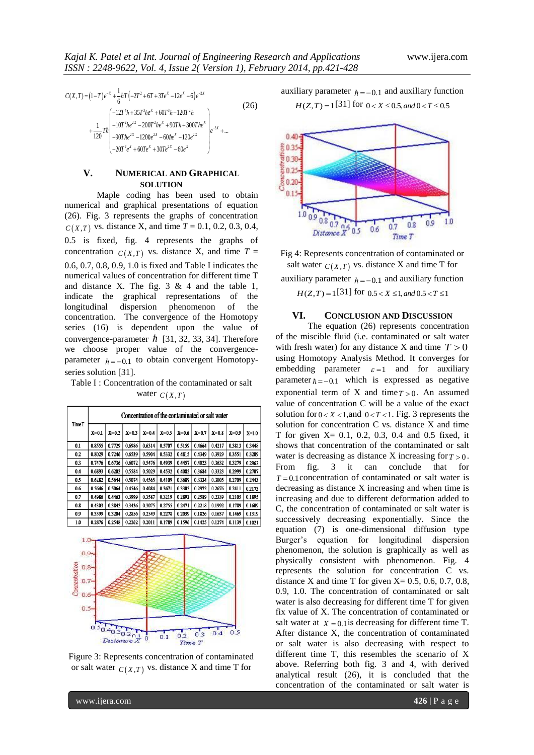$$C(X,T)=(1-T)e^{-X}+\frac{1}{6}\hbar T\left(-2T^{2}+6T+3Te^{X}-12e^{X}-6\right)e^{-2X}$$
$$+\frac{1}{120}T\hbar\begin{pmatrix}-12T^{4}\hbar+35T^{3}\hbar e^{X}+60T^{3}\hbar-120T^{2}\hbar\\ -10T^{2}\hbar e^{2X}-200T^{2}\hbar e^{X}+90T\hbar+300T\hbar e^{X}\\ +90T\hbar e^{2X}-120\hbar e^{2X}-60\hbar e^{X}-120e^{2X}\\ -20T^{2}e^{X}+60Te^{X}+30Te^{2X}-60e^{X}\end{pmatrix}e^{-3X}+\ldots \tag{26}$$

## V. Numerical and Graphical Solution

Maple coding has been used to obtain numerical and graphical presentations of equation (26). Fig. 3 represents the graphs of concentration $C(X,T)$ vs. distance X, and time $T$ = 0.1, 0.2, 0.3, 0.4, 0.5 is fixed, fig. 4 represents the graphs of concentration $C(X,T)$ vs. distance X, and time $T$ = 0.6, 0.7, 0.8, 0.9, 1.0 is fixed and Table I indicates the numerical values of concentration for different time T and distance X. The fig. 3 & 4 and the table 1, indicate the graphical representations of the longitudinal dispersion phenomenon of the concentration. The convergence of the Homotopy series (16) is dependent upon the value of convergence-parameter $\hbar$ [31, 32, 33, 34]. Therefore we choose proper value of the convergence-parameter $\hbar=-0.1$ to obtain convergent Homotopy-series solution [31].

Table I : Concentration of the contaminated or salt water $C(X,T)$

| Time T | Concentration of the contaminated or salt water | | | | | | | | | |
|---|---|---|---|---|---|---|---|---|---|---|
| | X=0.1 | X=0.2 | X=0.3 | X=0.4 | X=0.5 | X=0.6 | X=0.7 | X=0.8 | X=0.9 | X=1.0 |
| 0.1 | 0.8555 | 0.7729 | 0.6986 | 0.6314 | 0.5707 | 0.5159 | 0.4664 | 0.4217 | 0.3813 | 0.3448 |
| 0.2 | 0.8029 | 0.7246 | 0.6539 | 0.5904 | 0.5332 | 0.4815 | 0.4349 | 0.3929 | 0.3551 | 0.3209 |
| 0.3 | 0.7476 | 0.6736 | 0.6072 | 0.5476 | 0.4939 | 0.4457 | 0.4023 | 0.3632 | 0.3279 | 0.2962 |
| 0.4 | 0.6893 | 0.6202 | 0.5584 | 0.5029 | 0.4532 | 0.4085 | 0.3684 | 0.3323 | 0.2999 | 0.2707 |
| 0.5 | 0.6282 | 0.5644 | 0.5074 | 0.4565 | 0.4109 | 0.3689 | 0.3334 | 0.3005 | 0.2709 | 0.2443 |
| 0.6 | 0.5646 | 0.5064 | 0.4546 | 0.4084 | 0.3671 | 0.3302 | 0.2972 | 0.2676 | 0.2411 | 0.2173 |
| 0.7 | 0.4986 | 0.4463 | 0.3999 | 0.3587 | 0.3219 | 0.2892 | 0.2589 | 0.2339 | 0.2105 | 0.1895 |
| 0.8 | 0.4303 | 0.3842 | 0.3436 | 0.3075 | 0.2755 | 0.2471 | 0.2218 | 0.1992 | 0.1789 | 0.1609 |
| 0.9 | 0.3599 | 0.3204 | 0.2856 | 0.2549 | 0.2278 | 0.2039 | 0.1826 | 0.1637 | 0.1469 | 0.1319 |
| 1.0 | 0.2876 | 0.2548 | 0.2262 | 0.2011 | 0.1789 | 0.1596 | 0.1425 | 0.1274 | 0.1139 | 0.1021 |

Figure 3: Represents concentration of contaminated or salt water $C(X,T)$ vs. distance X and time T for auxiliary parameter $\hbar=-0.1$ and auxiliary function $H(Z,T)=1$[31] for $0<X\le 0.5, and\ 0<T\le 0.5$

Fig 4: Represents concentration of contaminated or salt water $C(X,T)$ vs. distance X and time T for auxiliary parameter $\hbar=-0.1$ and auxiliary function $H(Z,T)=1$[31] for $0.5<X\le 1, and\ 0.5<T\le 1$

## VI. Conclusion and Discussion

The equation (26) represents concentration of the miscible fluid (i.e. contaminated or salt water with fresh water) for any distance X and time $T>0$ using Homotopy Analysis Method. It converges for embedding parameter $\varepsilon=1$ and for auxiliary parameter $\hbar=-0.1$ which is expressed as negative exponential term of X and time $T>0$. An assumed value of concentration C will be a value of the exact solution for $0<X<1$, and $0<T<1$. Fig. 3 represents the solution for concentration C vs. distance X and time T for given X= 0.1, 0.2, 0.3, 0.4 and 0.5 fixed, it shows that concentration of the contaminated or salt water is decreasing as distance X increasing for $T>0$. From fig. 3 it can conclude that for $T=0.1$ concentration of contaminated or salt water is decreasing as distance X increasing and when time is increasing and due to different deformation added to C, the concentration of contaminated or salt water is successively decreasing exponentially. Since the equation (7) is one-dimensional diffusion type Burger's equation for longitudinal dispersion phenomenon, the solution is graphically as well as physically consistent with phenomenon. Fig. 4 represents the solution for concentration C vs. distance X and time T for given X= 0.5, 0.6, 0.7, 0.8, 0.9, 1.0. The concentration of contaminated or salt water is also decreasing for different time T for given fix value of X. The concentration of contaminated or salt water at $X=0.1$ is decreasing for different time T. After distance X, the concentration of contaminated or salt water is also decreasing with respect to different time T, this resembles the scenario of X above. Referring both fig. 3 and 4, with derived analytical result (26), it is concluded that the concentration of the contaminated or salt water is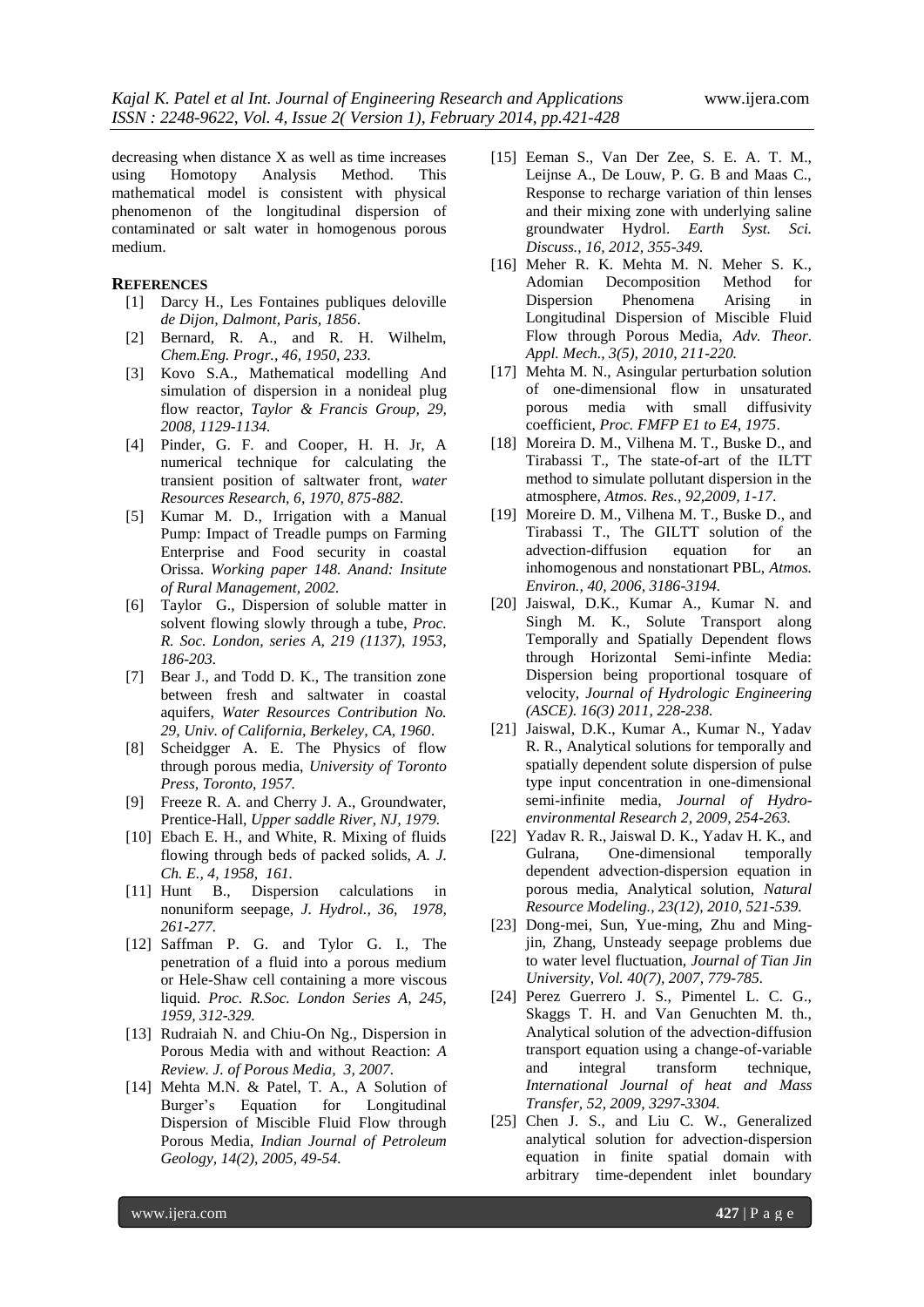decreasing when distance X as well as time increases using Homotopy Analysis Method. This mathematical model is consistent with physical phenomenon of the longitudinal dispersion of contaminated or salt water in homogenous porous medium.

## REFERENCES

[1] Darcy H., Les Fontaines publiques deloville *de Dijon, Dalmont, Paris, 1856*.

[2] Bernard, R. A., and R. H. Wilhelm, *Chem.Eng. Progr., 46, 1950, 233.*

[3] Kovo S.A., Mathematical modelling And simulation of dispersion in a nonideal plug flow reactor, *Taylor & Francis Group, 29, 2008, 1129-1134.*

[4] Pinder, G. F. and Cooper, H. H. Jr, A numerical technique for calculating the transient position of saltwater front, *water Resources Research, 6, 1970, 875-882.*

[5] Kumar M. D., Irrigation with a Manual Pump: Impact of Treadle pumps on Farming Enterprise and Food security in coastal Orissa. *Working paper 148. Anand: Insitute of Rural Management, 2002.*

[6] Taylor G., Dispersion of soluble matter in solvent flowing slowly through a tube, *Proc. R. Soc. London, series A, 219 (1137), 1953, 186-203.*

[7] Bear J., and Todd D. K., The transition zone between fresh and saltwater in coastal aquifers, *Water Resources Contribution No. 29, Univ. of California, Berkeley, CA, 1960*.

[8] Scheidgger A. E. The Physics of flow through porous media, *University of Toronto Press, Toronto, 1957.*

[9] Freeze R. A. and Cherry J. A., Groundwater, Prentice-Hall, *Upper saddle River, NJ, 1979.*

[10] Ebach E. H., and White, R. Mixing of fluids flowing through beds of packed solids, *A. J. Ch. E., 4, 1958, 161.*

[11] Hunt B., Dispersion calculations in nonuniform seepage, *J. Hydrol., 36, 1978, 261-277.*

[12] Saffman P. G. and Tylor G. I., The penetration of a fluid into a porous medium or Hele-Shaw cell containing a more viscous liquid. *Proc. R.Soc. London Series A, 245, 1959, 312-329.*

[13] Rudraiah N. and Chiu-On Ng., Dispersion in Porous Media with and without Reaction: *A Review. J. of Porous Media, 3, 2007.*

[14] Mehta M.N. & Patel, T. A., A Solution of Burger's Equation for Longitudinal Dispersion of Miscible Fluid Flow through Porous Media, *Indian Journal of Petroleum Geology, 14(2), 2005, 49-54.*

[15] Eeman S., Van Der Zee, S. E. A. T. M., Leijnse A., De Louw, P. G. B and Maas C., Response to recharge variation of thin lenses and their mixing zone with underlying saline groundwater Hydrol. *Earth Syst. Sci. Discuss., 16, 2012, 355-349.*

[16] Meher R. K. Mehta M. N. Meher S. K., Adomian Decomposition Method for Dispersion Phenomena Arising in Longitudinal Dispersion of Miscible Fluid Flow through Porous Media, *Adv. Theor. Appl. Mech., 3(5), 2010, 211-220.*

[17] Mehta M. N., Asingular perturbation solution of one-dimensional flow in unsaturated porous media with small diffusivity coefficient, *Proc. FMFP E1 to E4, 1975*.

[18] Moreira D. M., Vilhena M. T., Buske D., and Tirabassi T., The state-of-art of the ILTT method to simulate pollutant dispersion in the atmosphere, *Atmos. Res., 92,2009, 1-17*.

[19] Moreire D. M., Vilhena M. T., Buske D., and Tirabassi T., The GILTT solution of the advection-diffusion equation for an inhomogenous and nonstationart PBL, *Atmos. Environ., 40, 2006, 3186-3194.*

[20] Jaiswal, D.K., Kumar A., Kumar N. and Singh M. K., Solute Transport along Temporally and Spatially Dependent flows through Horizontal Semi-infinte Media: Dispersion being proportional tosquare of velocity, *Journal of Hydrologic Engineering (ASCE). 16(3) 2011, 228-238.*

[21] Jaiswal, D.K., Kumar A., Kumar N., Yadav R. R., Analytical solutions for temporally and spatially dependent solute dispersion of pulse type input concentration in one-dimensional semi-infinite media, *Journal of Hydro-environmental Research 2, 2009, 254-263.*

[22] Yadav R. R., Jaiswal D. K., Yadav H. K., and Gulrana, One-dimensional temporally dependent advection-dispersion equation in porous media, Analytical solution, *Natural Resource Modeling., 23(12), 2010, 521-539.*

[23] Dong-mei, Sun, Yue-ming, Zhu and Ming-jin, Zhang, Unsteady seepage problems due to water level fluctuation, *Journal of Tian Jin University, Vol. 40(7), 2007, 779-785.*

[24] Perez Guerrero J. S., Pimentel L. C. G., Skaggs T. H. and Van Genuchten M. th., Analytical solution of the advection-diffusion transport equation using a change-of-variable and integral transform technique, *International Journal of heat and Mass Transfer, 52, 2009, 3297-3304.*

[25] Chen J. S., and Liu C. W., Generalized analytical solution for advection-dispersion equation in finite spatial domain with arbitrary time-dependent inlet boundary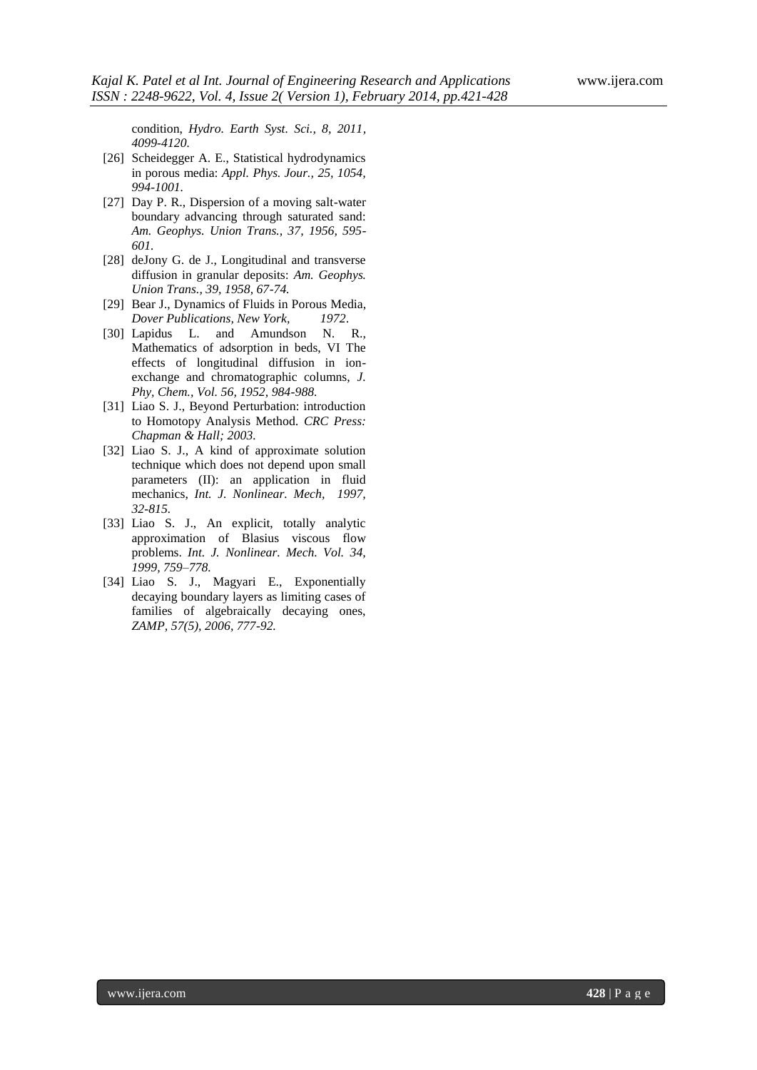condition, *Hydro. Earth Syst. Sci., 8, 2011, 4099-4120.*

[26] Scheidegger A. E., Statistical hydrodynamics in porous media: *Appl. Phys. Jour., 25, 1054, 994-1001.*

[27] Day P. R., Dispersion of a moving salt-water boundary advancing through saturated sand: *Am. Geophys. Union Trans., 37, 1956, 595-601.*

[28] deJony G. de J., Longitudinal and transverse diffusion in granular deposits: *Am. Geophys. Union Trans., 39, 1958, 67-74.*

[29] Bear J., Dynamics of Fluids in Porous Media, *Dover Publications, New York, 1972*.

[30] Lapidus L. and Amundson N. R., Mathematics of adsorption in beds, VI The effects of longitudinal diffusion in ion-exchange and chromatographic columns, *J. Phy, Chem., Vol. 56, 1952, 984-988.*

[31] Liao S. J., Beyond Perturbation: introduction to Homotopy Analysis Method. *CRC Press: Chapman & Hall; 2003.*

[32] Liao S. J., A kind of approximate solution technique which does not depend upon small parameters (II): an application in fluid mechanics, *Int. J. Nonlinear. Mech, 1997, 32-815.*

[33] Liao S. J., An explicit, totally analytic approximation of Blasius viscous flow problems. *Int. J. Nonlinear. Mech. Vol. 34, 1999, 759–778.*

[34] Liao S. J., Magyari E., Exponentially decaying boundary layers as limiting cases of families of algebraically decaying ones, *ZAMP, 57(5), 2006, 777-92.*